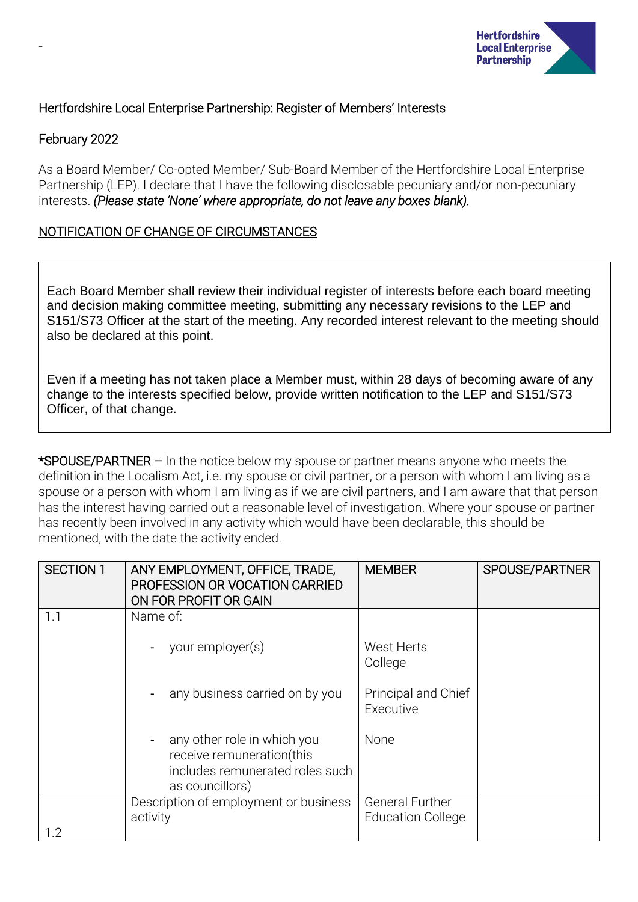-

Hertfordshire Local Enterprise Partnership

Hertfordshire Local Enterprise Partnership: Register of Members' Interests

February 2022

As a Board Member/ Co-opted Member/ Sub-Board Member of the Hertfordshire Local Enterprise Partnership (LEP). I declare that I have the following disclosable pecuniary and/or non-pecuniary interests. *(Please state 'None' where appropriate, do not leave any boxes blank).*

NOTIFICATION OF CHANGE OF CIRCUMSTANCES

Each Board Member shall review their individual register of interests before each board meeting and decision making committee meeting, submitting any necessary revisions to the LEP and S151/S73 Officer at the start of the meeting. Any recorded interest relevant to the meeting should also be declared at this point.

Even if a meeting has not taken place a Member must, within 28 days of becoming aware of any change to the interests specified below, provide written notification to the LEP and S151/S73 Officer, of that change.

*SPOUSE/PARTNER – In the notice below my spouse or partner means anyone who meets the definition in the Localism Act, i.e. my spouse or civil partner, or a person with whom I am living as a spouse or a person with whom I am living as if we are civil partners, and I am aware that that person has the interest having carried out a reasonable level of investigation. Where your spouse or partner has recently been involved in any activity which would have been declarable, this should be mentioned, with the date the activity ended.

| SECTION 1 | ANY EMPLOYMENT, OFFICE, TRADE, PROFESSION OR VOCATION CARRIED ON FOR PROFIT OR GAIN | MEMBER | SPOUSE/PARTNER |
|---|---|---|---|
| 1.1 | Name of: | | |
| | - your employer(s) | West Herts College | |
| | - any business carried on by you | Principal and Chief Executive | |
| | - any other role in which you receive remuneration(this includes remunerated roles such as councillors) | None | |
| 1.2 | Description of employment or business activity | General Further Education College | |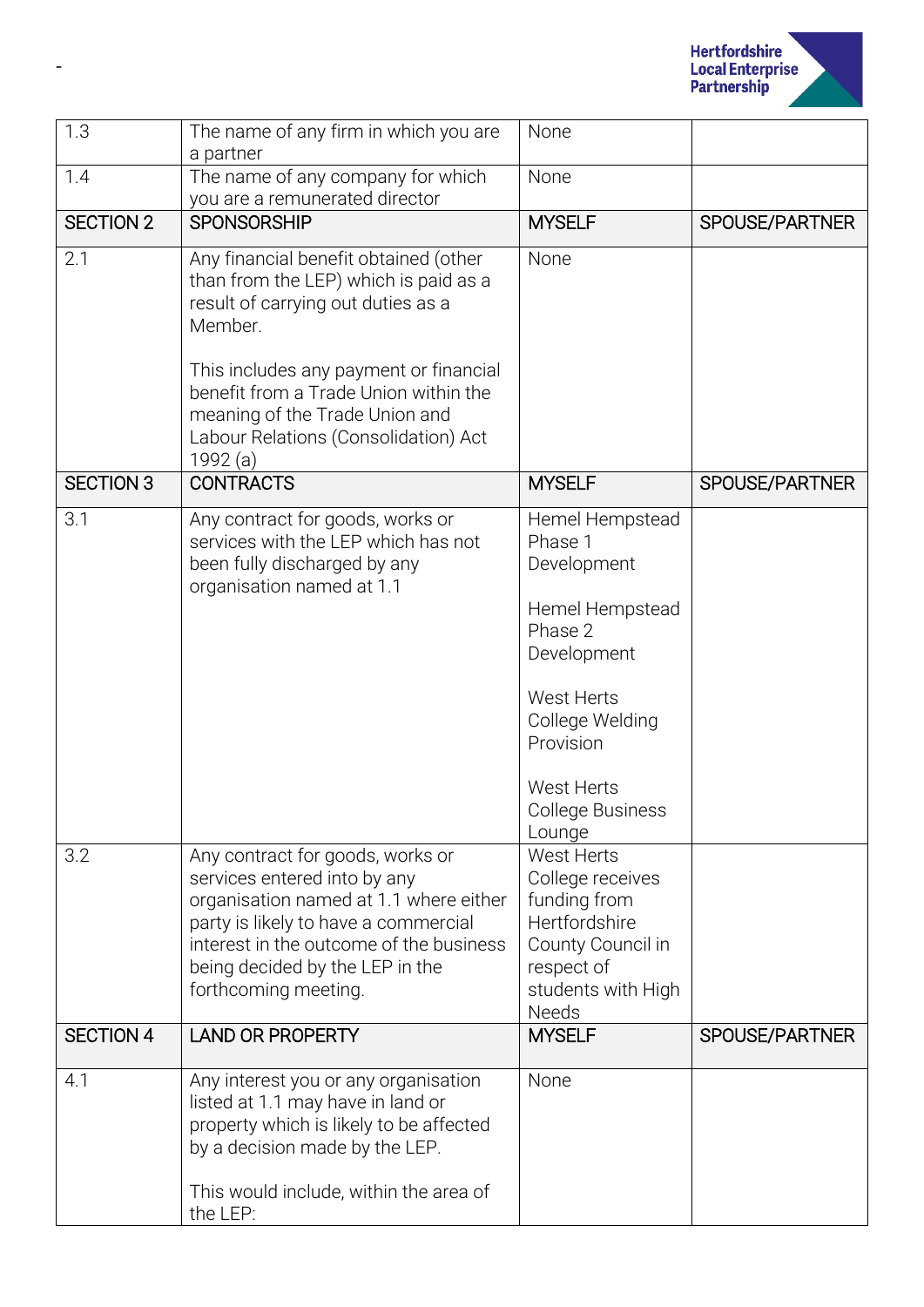| 1.3 | The name of any firm in which you are a partner | None | |
|---|---|---|---|
| 1.4 | The name of any company for which you are a remunerated director | None | |
| **SECTION 2** | **SPONSORSHIP** | **MYSELF** | **SPOUSE/PARTNER** |
| 2.1 | Any financial benefit obtained (other than from the LEP) which is paid as a result of carrying out duties as a Member.<br><br>This includes any payment or financial benefit from a Trade Union within the meaning of the Trade Union and Labour Relations (Consolidation) Act 1992 (a) | None | |
| **SECTION 3** | **CONTRACTS** | **MYSELF** | **SPOUSE/PARTNER** |
| 3.1 | Any contract for goods, works or services with the LEP which has not been fully discharged by any organisation named at 1.1 | Hemel Hempstead Phase 1 Development<br><br>Hemel Hempstead Phase 2 Development<br><br>West Herts College Welding Provision<br><br>West Herts College Business Lounge | |
| 3.2 | Any contract for goods, works or services entered into by any organisation named at 1.1 where either party is likely to have a commercial interest in the outcome of the business being decided by the LEP in the forthcoming meeting. | West Herts College receives funding from Hertfordshire County Council in respect of students with High Needs | |
| **SECTION 4** | **LAND OR PROPERTY** | **MYSELF** | **SPOUSE/PARTNER** |
| 4.1 | Any interest you or any organisation listed at 1.1 may have in land or property which is likely to be affected by a decision made by the LEP.<br><br>This would include, within the area of the LEP: | None | |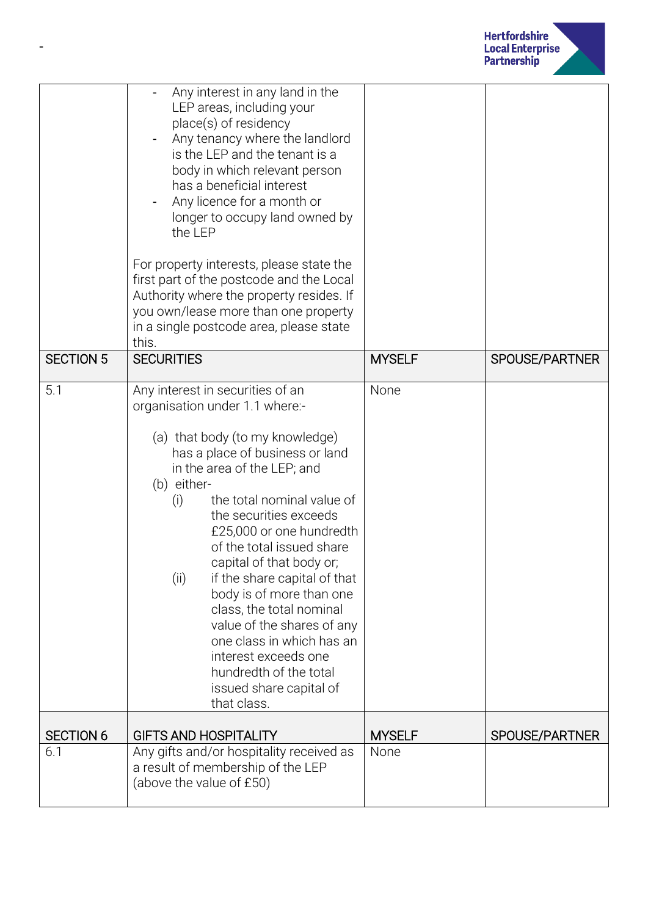| | | | |
|---|---|---|---|
| | - Any interest in any land in the LEP areas, including your place(s) of residency<br>- Any tenancy where the landlord is the LEP and the tenant is a body in which relevant person has a beneficial interest<br>- Any licence for a month or longer to occupy land owned by the LEP<br><br>For property interests, please state the first part of the postcode and the Local Authority where the property resides. If you own/lease more than one property in a single postcode area, please state this. | | |
| SECTION 5 | SECURITIES | MYSELF | SPOUSE/PARTNER |
| 5.1 | Any interest in securities of an organisation under 1.1 where:-<br><br>(a) that body (to my knowledge) has a place of business or land in the area of the LEP; and<br>(b) either-<br>(i) the total nominal value of the securities exceeds £25,000 or one hundredth of the total issued share capital of that body or;<br>(ii) if the share capital of that body is of more than one class, the total nominal value of the shares of any one class in which has an interest exceeds one hundredth of the total issued share capital of that class. | None | |
| SECTION 6 | GIFTS AND HOSPITALITY | MYSELF | SPOUSE/PARTNER |
| 6.1 | Any gifts and/or hospitality received as a result of membership of the LEP (above the value of £50) | None | |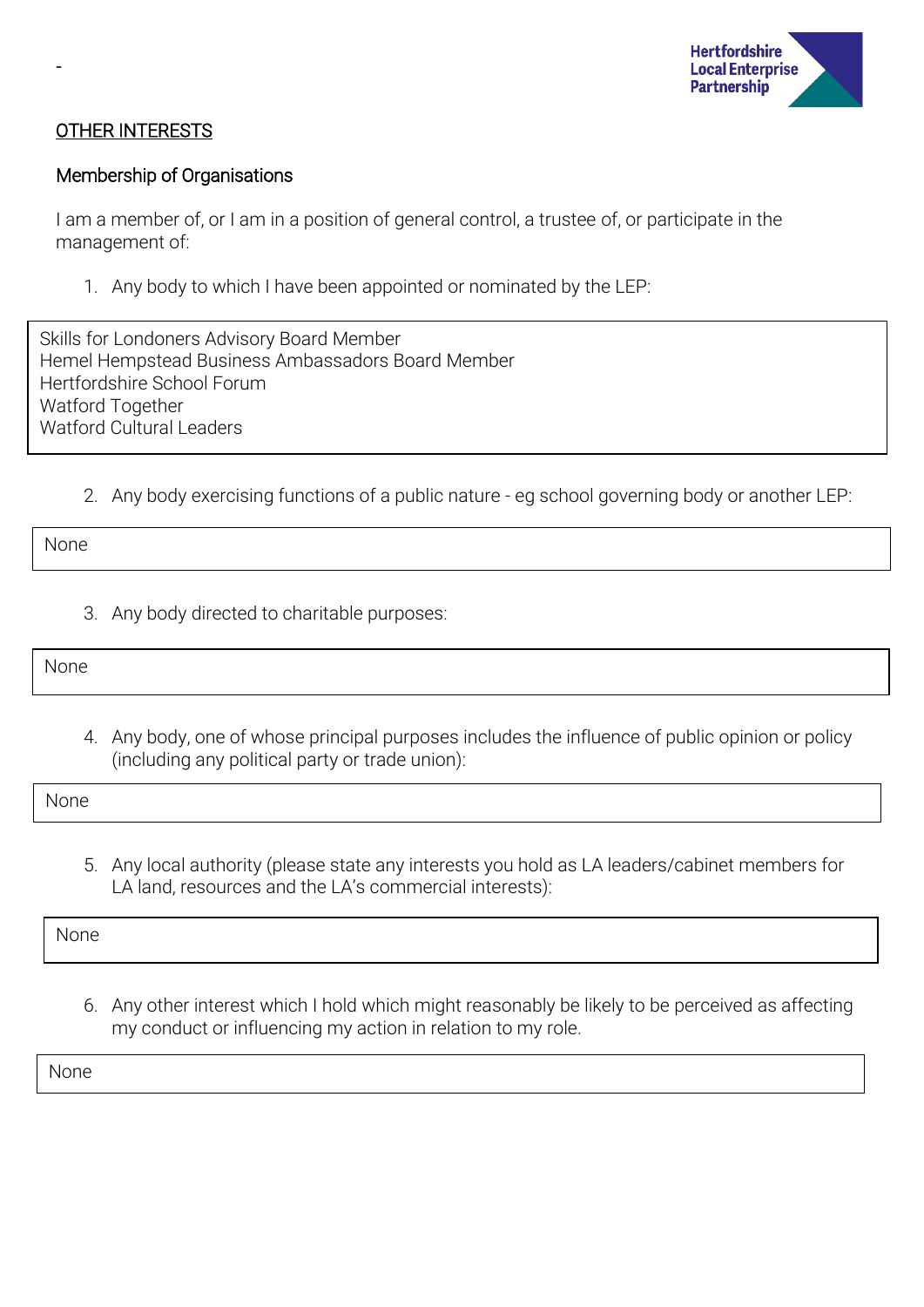-

## OTHER INTERESTS

### Membership of Organisations

I am a member of, or I am in a position of general control, a trustee of, or participate in the management of:

1. Any body to which I have been appointed or nominated by the LEP:

| Skills for Londoners Advisory Board Member<br>Hemel Hempstead Business Ambassadors Board Member<br>Hertfordshire School Forum<br>Watford Together<br>Watford Cultural Leaders |
|---|

2. Any body exercising functions of a public nature - eg school governing body or another LEP:

| None |
|---|

3. Any body directed to charitable purposes:

| None |
|---|

4. Any body, one of whose principal purposes includes the influence of public opinion or policy (including any political party or trade union):

| None |
|---|

5. Any local authority (please state any interests you hold as LA leaders/cabinet members for LA land, resources and the LA's commercial interests):

| None |
|---|

6. Any other interest which I hold which might reasonably be likely to be perceived as affecting my conduct or influencing my action in relation to my role.

| None |
|---|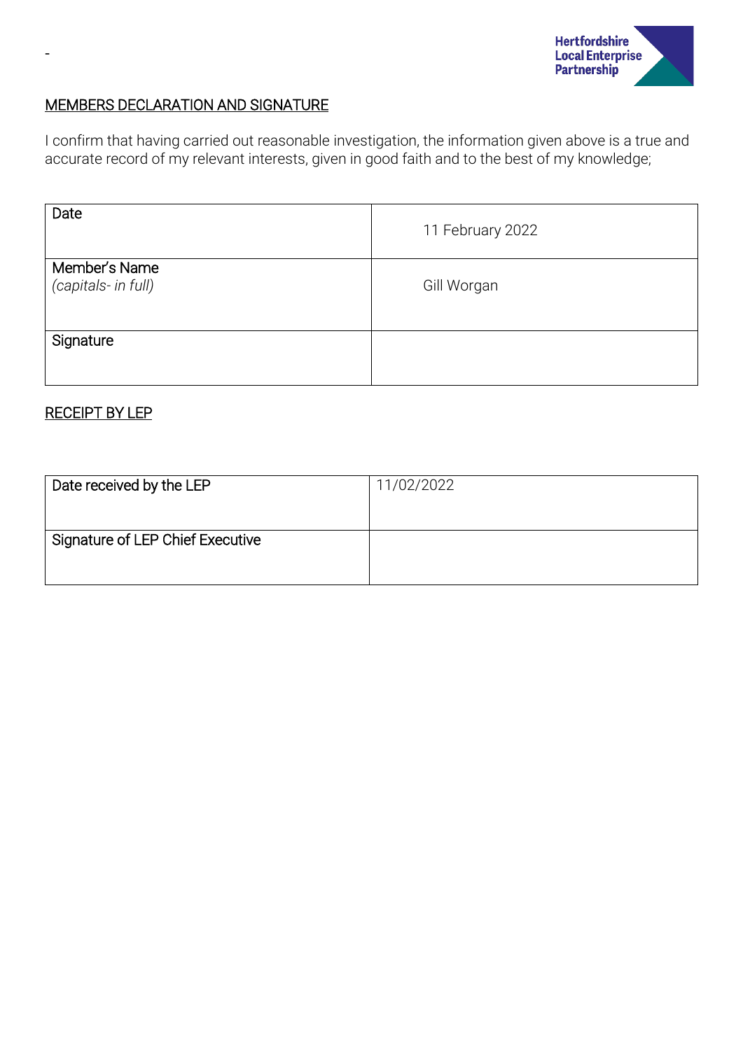-

## MEMBERS DECLARATION AND SIGNATURE

I confirm that having carried out reasonable investigation, the information given above is a true and accurate record of my relevant interests, given in good faith and to the best of my knowledge;

| | |
|---|---|
| Date | 11 February 2022 |
| Member's Name *(capitals- in full)* | Gill Worgan |
| Signature | |

## RECEIPT BY LEP

| | |
|---|---|
| Date received by the LEP | 11/02/2022 |
| Signature of LEP Chief Executive | |